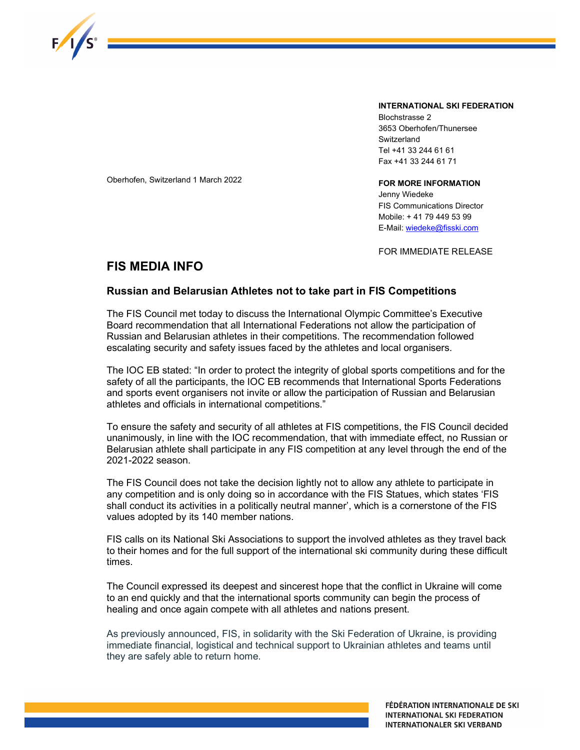**INTERNATIONAL SKI FEDERATION**
Blochstrasse 2
3653 Oberhofen/Thunersee
Switzerland
Tel +41 33 244 61 61
Fax +41 33 244 61 71

Oberhofen, Switzerland 1 March 2022

**FOR MORE INFORMATION**
Jenny Wiedeke
FIS Communications Director
Mobile: + 41 79 449 53 99
E-Mail: wiedeke@fisski.com

FOR IMMEDIATE RELEASE

## FIS MEDIA INFO

### Russian and Belarusian Athletes not to take part in FIS Competitions

The FIS Council met today to discuss the International Olympic Committee's Executive Board recommendation that all International Federations not allow the participation of Russian and Belarusian athletes in their competitions. The recommendation followed escalating security and safety issues faced by the athletes and local organisers.

The IOC EB stated: "In order to protect the integrity of global sports competitions and for the safety of all the participants, the IOC EB recommends that International Sports Federations and sports event organisers not invite or allow the participation of Russian and Belarusian athletes and officials in international competitions."

To ensure the safety and security of all athletes at FIS competitions, the FIS Council decided unanimously, in line with the IOC recommendation, that with immediate effect, no Russian or Belarusian athlete shall participate in any FIS competition at any level through the end of the 2021-2022 season.

The FIS Council does not take the decision lightly not to allow any athlete to participate in any competition and is only doing so in accordance with the FIS Statues, which states 'FIS shall conduct its activities in a politically neutral manner', which is a cornerstone of the FIS values adopted by its 140 member nations.

FIS calls on its National Ski Associations to support the involved athletes as they travel back to their homes and for the full support of the international ski community during these difficult times.

The Council expressed its deepest and sincerest hope that the conflict in Ukraine will come to an end quickly and that the international sports community can begin the process of healing and once again compete with all athletes and nations present.

As previously announced, FIS, in solidarity with the Ski Federation of Ukraine, is providing immediate financial, logistical and technical support to Ukrainian athletes and teams until they are safely able to return home.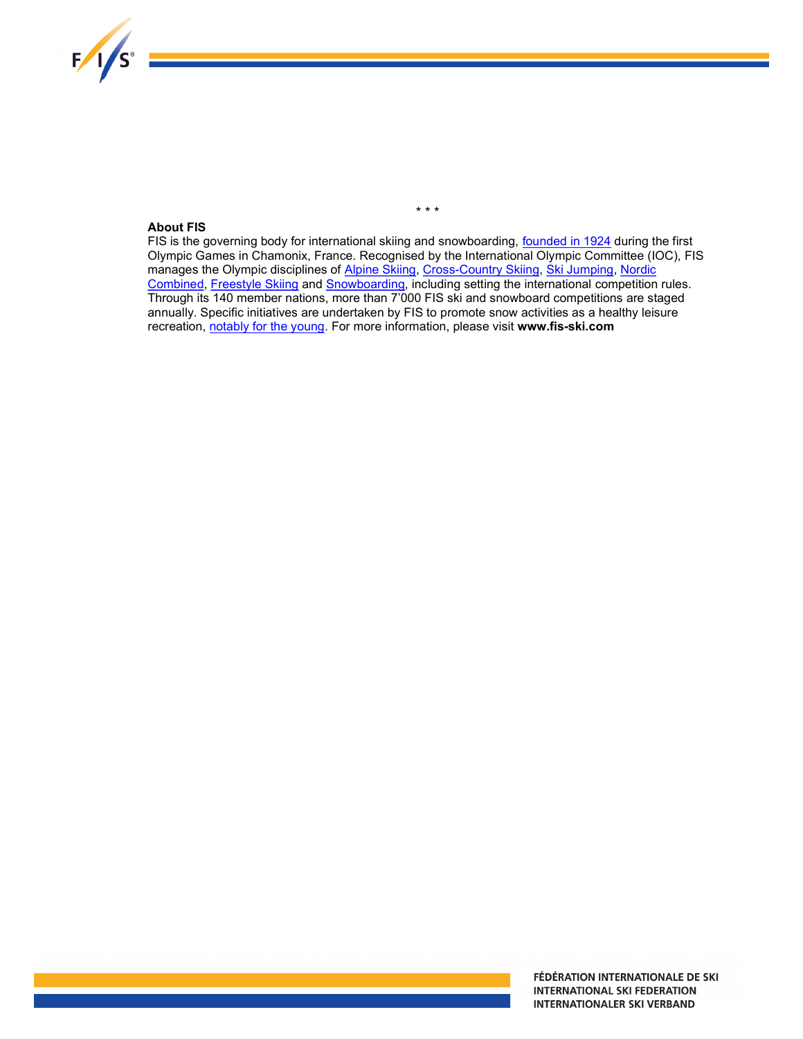\* \* \*

**About FIS**

FIS is the governing body for international skiing and snowboarding, founded in 1924 during the first Olympic Games in Chamonix, France. Recognised by the International Olympic Committee (IOC), FIS manages the Olympic disciplines of Alpine Skiing, Cross-Country Skiing, Ski Jumping, Nordic Combined, Freestyle Skiing and Snowboarding, including setting the international competition rules. Through its 140 member nations, more than 7'000 FIS ski and snowboard competitions are staged annually. Specific initiatives are undertaken by FIS to promote snow activities as a healthy leisure recreation, notably for the young. For more information, please visit **www.fis-ski.com**